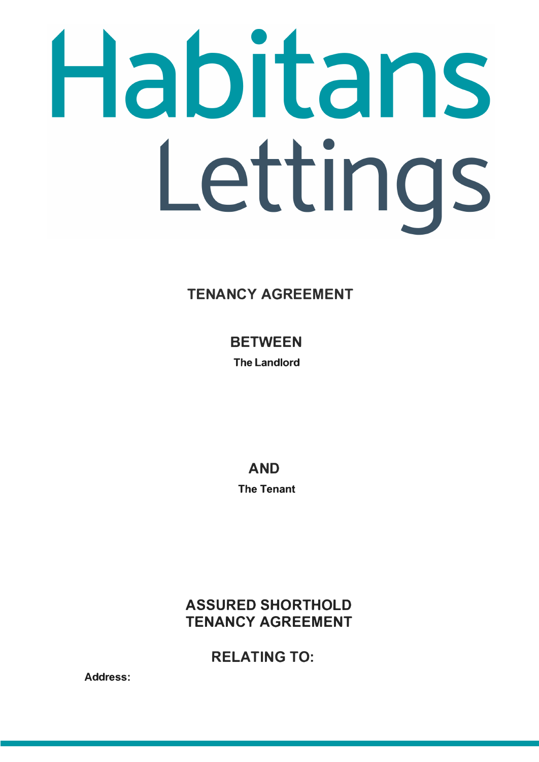# Habitans Lettings

## TENANCY AGREEMENT

**BETWEEN**

**The Landlord**

**AND**

**The Tenant**

## ASSURED SHORTHOLD TENANCY AGREEMENT

## RELATING TO:

**Address:**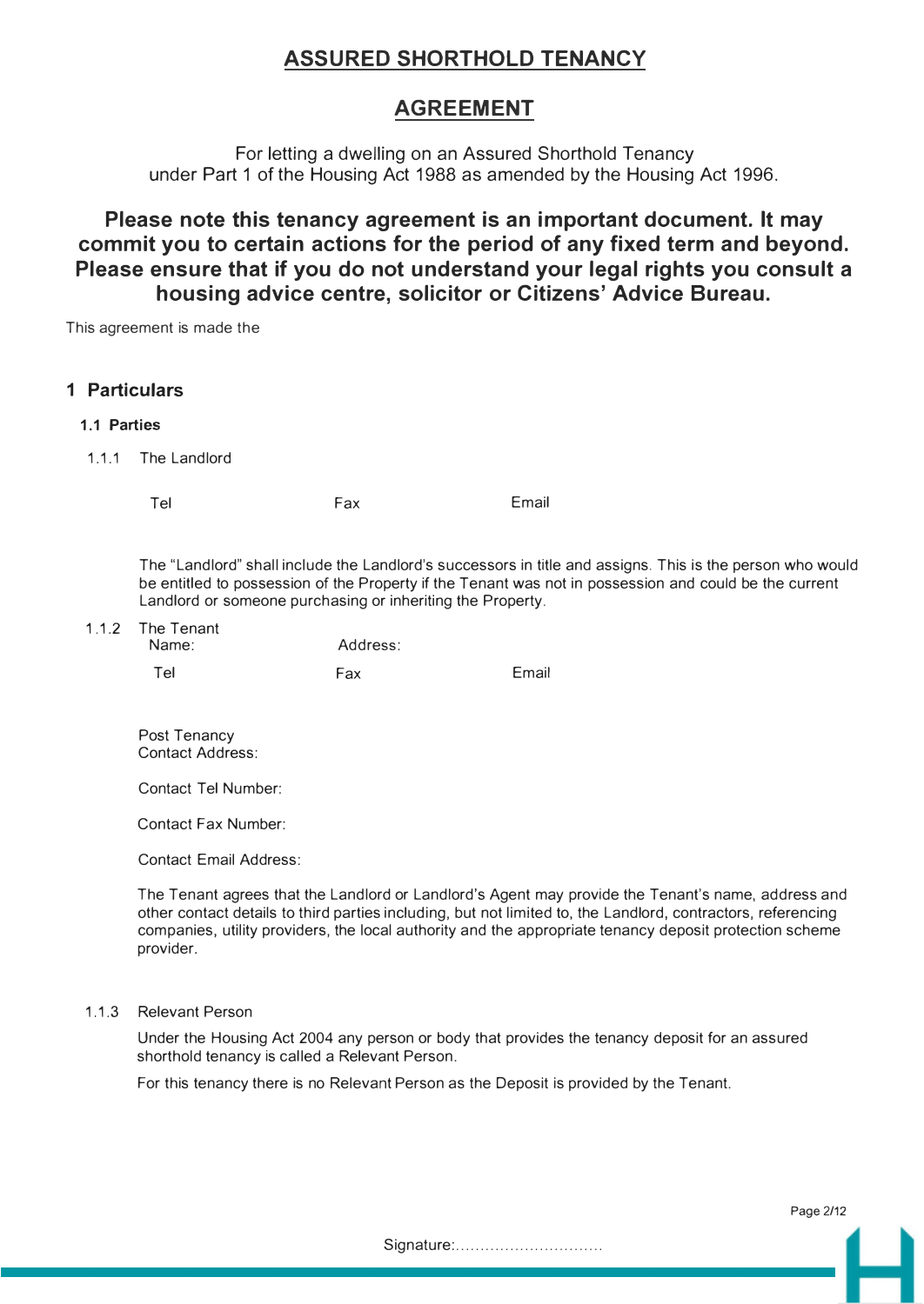# ASSURED SHORTHOLD TENANCY

# AGREEMENT

For letting a dwelling on an Assured Shorthold Tenancy under Part 1 of the Housing Act 1988 as amended by the Housing Act 1996.

**Please note this tenancy agreement is an important document. It may commit you to certain actions for the period of any fixed term and beyond. Please ensure that if you do not understand your legal rights you consult a housing advice centre, solicitor or Citizens' Advice Bureau.**

This agreement is made the

## 1 Particulars

### 1.1 Parties

1.1.1 The Landlord

Tel Fax Email

The "Landlord" shall include the Landlord's successors in title and assigns. This is the person who would be entitled to possession of the Property if the Tenant was not in possession and could be the current Landlord or someone purchasing or inheriting the Property.

1.1.2 The Tenant

Name: Address:

Tel Fax Email

Post Tenancy Contact Address:

Contact Tel Number:

Contact Fax Number:

Contact Email Address:

The Tenant agrees that the Landlord or Landlord's Agent may provide the Tenant's name, address and other contact details to third parties including, but not limited to, the Landlord, contractors, referencing companies, utility providers, the local authority and the appropriate tenancy deposit protection scheme provider.

1.1.3 Relevant Person

Under the Housing Act 2004 any person or body that provides the tenancy deposit for an assured shorthold tenancy is called a Relevant Person.

For this tenancy there is no Relevant Person as the Deposit is provided by the Tenant.

Signature:..............................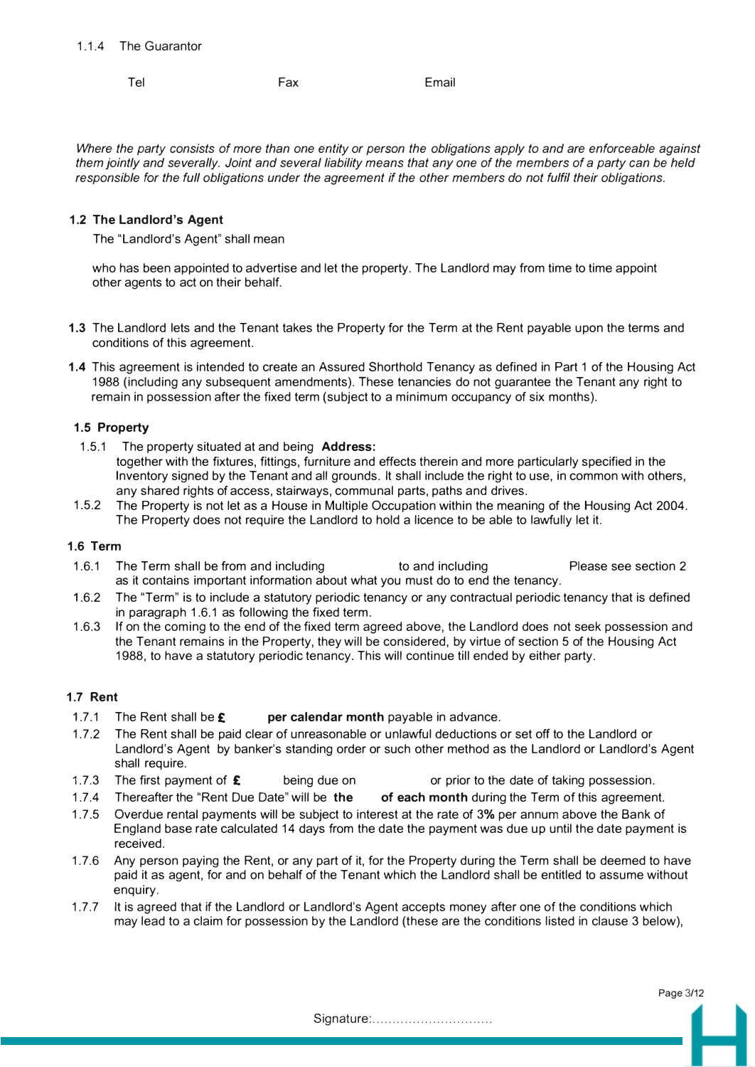1.1.4 The Guarantor

Tel Fax Email

*Where the party consists of more than one entity or person the obligations apply to and are enforceable against them jointly and severally. Joint and several liability means that any one of the members of a party can be held responsible for the full obligations under the agreement if the other members do not fulfil their obligations.*

### 1.2 The Landlord's Agent

The "Landlord's Agent" shall mean

who has been appointed to advertise and let the property. The Landlord may from time to time appoint other agents to act on their behalf.

**1.3** The Landlord lets and the Tenant takes the Property for the Term at the Rent payable upon the terms and conditions of this agreement.

**1.4** This agreement is intended to create an Assured Shorthold Tenancy as defined in Part 1 of the Housing Act 1988 (including any subsequent amendments). These tenancies do not guarantee the Tenant any right to remain in possession after the fixed term (subject to a minimum occupancy of six months).

### 1.5 Property

1.5.1 The property situated at and being **Address:**
together with the fixtures, fittings, furniture and effects therein and more particularly specified in the Inventory signed by the Tenant and all grounds. It shall include the right to use, in common with others, any shared rights of access, stairways, communal parts, paths and drives.

1.5.2 The Property is not let as a House in Multiple Occupation within the meaning of the Housing Act 2004. The Property does not require the Landlord to hold a licence to be able to lawfully let it.

### 1.6 Term

1.6.1 The Term shall be from and including to and including Please see section 2 as it contains important information about what you must do to end the tenancy.

1.6.2 The "Term" is to include a statutory periodic tenancy or any contractual periodic tenancy that is defined in paragraph 1.6.1 as following the fixed term.

1.6.3 If on the coming to the end of the fixed term agreed above, the Landlord does not seek possession and the Tenant remains in the Property, they will be considered, by virtue of section 5 of the Housing Act 1988, to have a statutory periodic tenancy. This will continue till ended by either party.

### 1.7 Rent

1.7.1 The Rent shall be **£** **per calendar month** payable in advance.

1.7.2 The Rent shall be paid clear of unreasonable or unlawful deductions or set off to the Landlord or Landlord's Agent by banker's standing order or such other method as the Landlord or Landlord's Agent shall require.

1.7.3 The first payment of **£** being due on or prior to the date of taking possession.

1.7.4 Thereafter the "Rent Due Date" will be **the** **of each month** during the Term of this agreement.

1.7.5 Overdue rental payments will be subject to interest at the rate of 3**%** per annum above the Bank of England base rate calculated 14 days from the date the payment was due up until the date payment is received.

1.7.6 Any person paying the Rent, or any part of it, for the Property during the Term shall be deemed to have paid it as agent, for and on behalf of the Tenant which the Landlord shall be entitled to assume without enquiry.

1.7.7 It is agreed that if the Landlord or Landlord's Agent accepts money after one of the conditions which may lead to a claim for possession by the Landlord (these are the conditions listed in clause 3 below),

Signature:..............................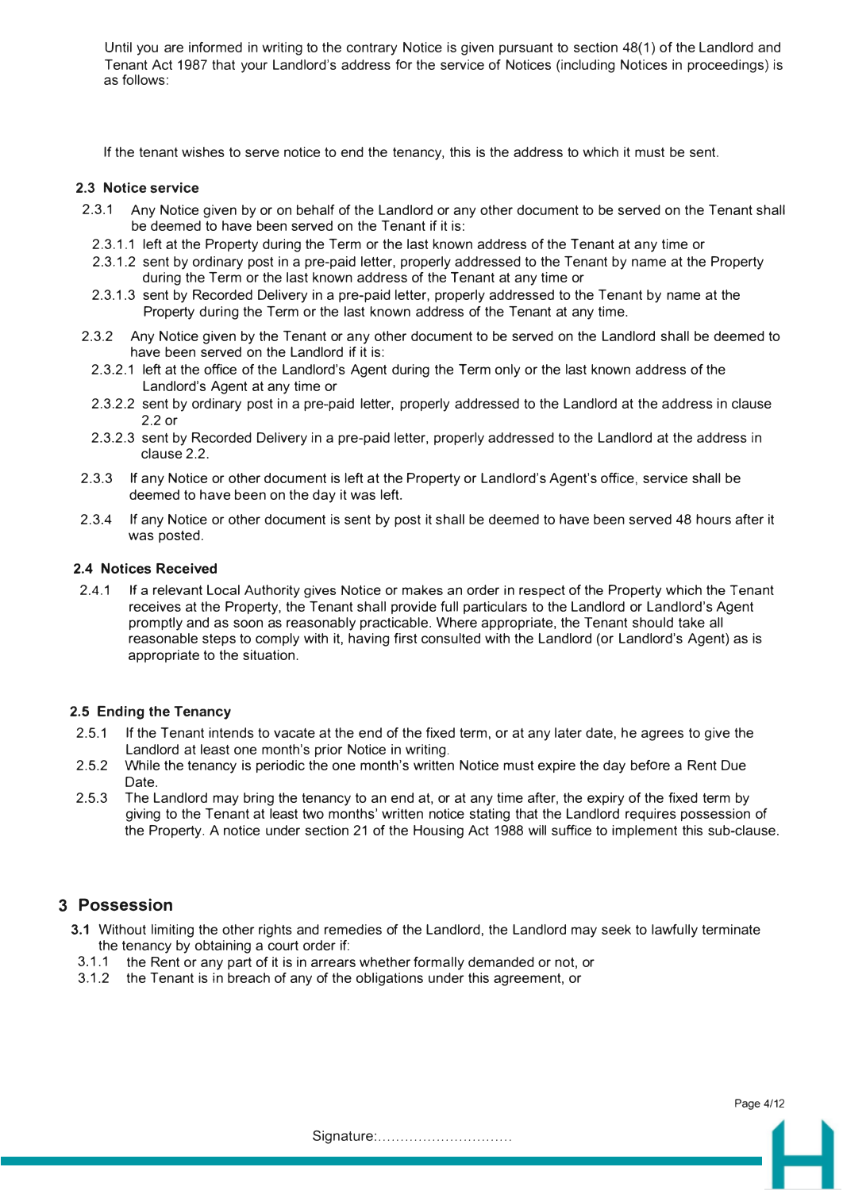Until you are informed in writing to the contrary Notice is given pursuant to section 48(1) of the Landlord and Tenant Act 1987 that your Landlord's address for the service of Notices (including Notices in proceedings) is as follows:

If the tenant wishes to serve notice to end the tenancy, this is the address to which it must be sent.

### 2.3 Notice service

2.3.1 Any Notice given by or on behalf of the Landlord or any other document to be served on the Tenant shall be deemed to have been served on the Tenant if it is:

2.3.1.1 left at the Property during the Term or the last known address of the Tenant at any time or

2.3.1.2 sent by ordinary post in a pre-paid letter, properly addressed to the Tenant by name at the Property during the Term or the last known address of the Tenant at any time or

2.3.1.3 sent by Recorded Delivery in a pre-paid letter, properly addressed to the Tenant by name at the Property during the Term or the last known address of the Tenant at any time.

2.3.2 Any Notice given by the Tenant or any other document to be served on the Landlord shall be deemed to have been served on the Landlord if it is:

2.3.2.1 left at the office of the Landlord's Agent during the Term only or the last known address of the Landlord's Agent at any time or

2.3.2.2 sent by ordinary post in a pre-paid letter, properly addressed to the Landlord at the address in clause 2.2 or

2.3.2.3 sent by Recorded Delivery in a pre-paid letter, properly addressed to the Landlord at the address in clause 2.2.

2.3.3 If any Notice or other document is left at the Property or Landlord's Agent's office, service shall be deemed to have been on the day it was left.

2.3.4 If any Notice or other document is sent by post it shall be deemed to have been served 48 hours after it was posted.

### 2.4 Notices Received

2.4.1 If a relevant Local Authority gives Notice or makes an order in respect of the Property which the Tenant receives at the Property, the Tenant shall provide full particulars to the Landlord or Landlord's Agent promptly and as soon as reasonably practicable. Where appropriate, the Tenant should take all reasonable steps to comply with it, having first consulted with the Landlord (or Landlord's Agent) as is appropriate to the situation.

### 2.5 Ending the Tenancy

2.5.1 If the Tenant intends to vacate at the end of the fixed term, or at any later date, he agrees to give the Landlord at least one month's prior Notice in writing.

2.5.2 While the tenancy is periodic the one month's written Notice must expire the day before a Rent Due Date.

2.5.3 The Landlord may bring the tenancy to an end at, or at any time after, the expiry of the fixed term by giving to the Tenant at least two months' written notice stating that the Landlord requires possession of the Property. A notice under section 21 of the Housing Act 1988 will suffice to implement this sub-clause.

## 3 Possession

**3.1** Without limiting the other rights and remedies of the Landlord, the Landlord may seek to lawfully terminate the tenancy by obtaining a court order if:

3.1.1 the Rent or any part of it is in arrears whether formally demanded or not, or

3.1.2 the Tenant is in breach of any of the obligations under this agreement, or

Signature:..............................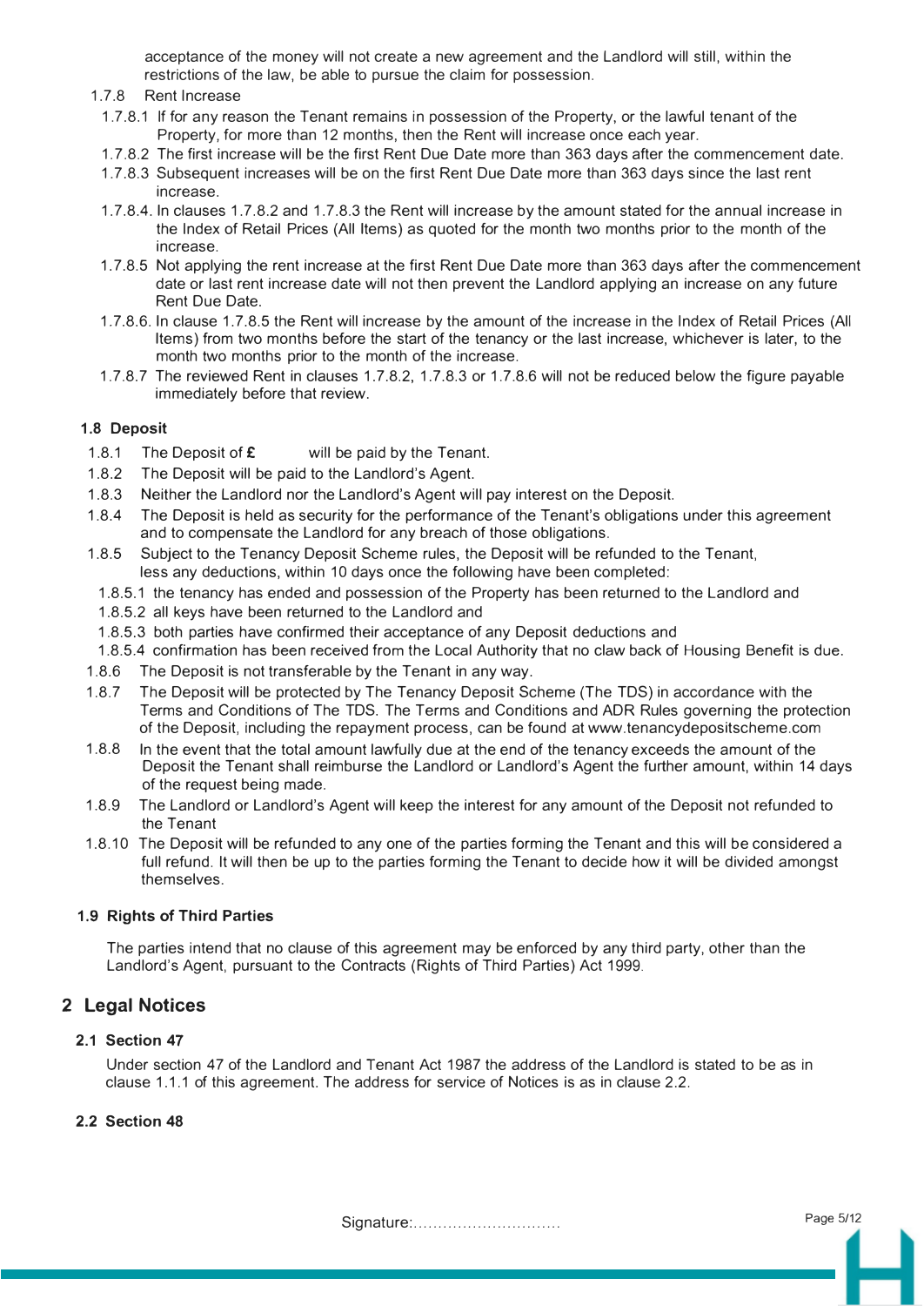acceptance of the money will not create a new agreement and the Landlord will still, within the restrictions of the law, be able to pursue the claim for possession.

1.7.8 Rent Increase

1.7.8.1 If for any reason the Tenant remains in possession of the Property, or the lawful tenant of the Property, for more than 12 months, then the Rent will increase once each year.

1.7.8.2 The first increase will be the first Rent Due Date more than 363 days after the commencement date.

1.7.8.3 Subsequent increases will be on the first Rent Due Date more than 363 days since the last rent increase.

1.7.8.4. In clauses 1.7.8.2 and 1.7.8.3 the Rent will increase by the amount stated for the annual increase in the Index of Retail Prices (All Items) as quoted for the month two months prior to the month of the increase.

1.7.8.5 Not applying the rent increase at the first Rent Due Date more than 363 days after the commencement date or last rent increase date will not then prevent the Landlord applying an increase on any future Rent Due Date.

1.7.8.6. In clause 1.7.8.5 the Rent will increase by the amount of the increase in the Index of Retail Prices (All Items) from two months before the start of the tenancy or the last increase, whichever is later, to the month two months prior to the month of the increase.

1.7.8.7 The reviewed Rent in clauses 1.7.8.2, 1.7.8.3 or 1.7.8.6 will not be reduced below the figure payable immediately before that review.

### 1.8 Deposit

1.8.1 The Deposit of **£** will be paid by the Tenant.

1.8.2 The Deposit will be paid to the Landlord's Agent.

1.8.3 Neither the Landlord nor the Landlord's Agent will pay interest on the Deposit.

1.8.4 The Deposit is held as security for the performance of the Tenant's obligations under this agreement and to compensate the Landlord for any breach of those obligations.

1.8.5 Subject to the Tenancy Deposit Scheme rules, the Deposit will be refunded to the Tenant, less any deductions, within 10 days once the following have been completed:

1.8.5.1 the tenancy has ended and possession of the Property has been returned to the Landlord and

1.8.5.2 all keys have been returned to the Landlord and

1.8.5.3 both parties have confirmed their acceptance of any Deposit deductions and

1.8.5.4 confirmation has been received from the Local Authority that no claw back of Housing Benefit is due.

1.8.6 The Deposit is not transferable by the Tenant in any way.

1.8.7 The Deposit will be protected by The Tenancy Deposit Scheme (The TDS) in accordance with the Terms and Conditions of The TDS. The Terms and Conditions and ADR Rules governing the protection of the Deposit, including the repayment process, can be found at www.tenancydepositscheme.com

1.8.8 In the event that the total amount lawfully due at the end of the tenancy exceeds the amount of the Deposit the Tenant shall reimburse the Landlord or Landlord's Agent the further amount, within 14 days of the request being made.

1.8.9 The Landlord or Landlord's Agent will keep the interest for any amount of the Deposit not refunded to the Tenant

1.8.10 The Deposit will be refunded to any one of the parties forming the Tenant and this will be considered a full refund. It will then be up to the parties forming the Tenant to decide how it will be divided amongst themselves.

### 1.9 Rights of Third Parties

The parties intend that no clause of this agreement may be enforced by any third party, other than the Landlord's Agent, pursuant to the Contracts (Rights of Third Parties) Act 1999.

## 2 Legal Notices

### 2.1 Section 47

Under section 47 of the Landlord and Tenant Act 1987 the address of the Landlord is stated to be as in clause 1.1.1 of this agreement. The address for service of Notices is as in clause 2.2.

### 2.2 Section 48

Signature:..............................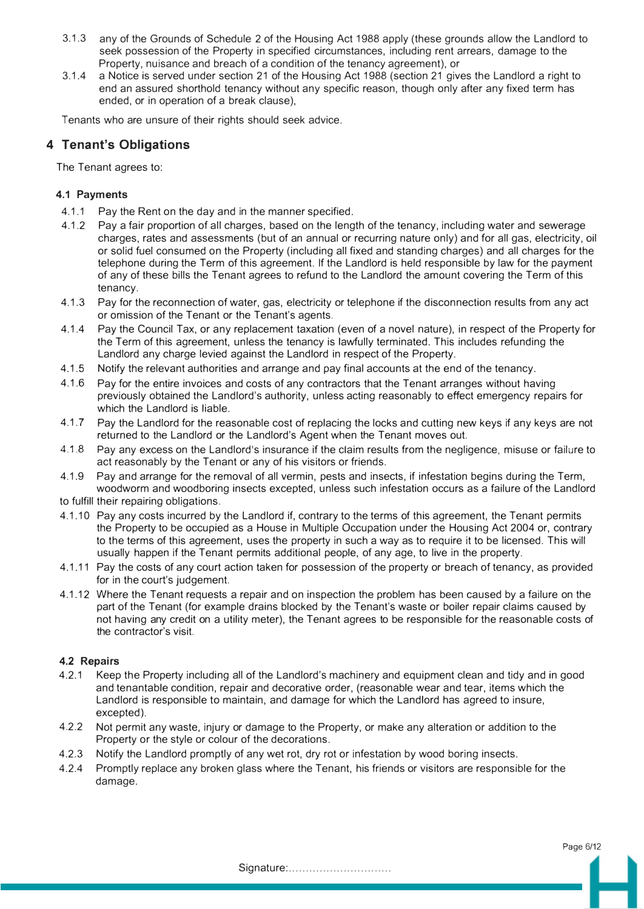3.1.3 any of the Grounds of Schedule 2 of the Housing Act 1988 apply (these grounds allow the Landlord to seek possession of the Property in specified circumstances, including rent arrears, damage to the Property, nuisance and breach of a condition of the tenancy agreement), or

3.1.4 a Notice is served under section 21 of the Housing Act 1988 (section 21 gives the Landlord a right to end an assured shorthold tenancy without any specific reason, though only after any fixed term has ended, or in operation of a break clause),

Tenants who are unsure of their rights should seek advice.

## 4 Tenant's Obligations

The Tenant agrees to:

### 4.1 Payments

4.1.1 Pay the Rent on the day and in the manner specified.

4.1.2 Pay a fair proportion of all charges, based on the length of the tenancy, including water and sewerage charges, rates and assessments (but of an annual or recurring nature only) and for all gas, electricity, oil or solid fuel consumed on the Property (including all fixed and standing charges) and all charges for the telephone during the Term of this agreement. If the Landlord is held responsible by law for the payment of any of these bills the Tenant agrees to refund to the Landlord the amount covering the Term of this tenancy.

4.1.3 Pay for the reconnection of water, gas, electricity or telephone if the disconnection results from any act or omission of the Tenant or the Tenant's agents.

4.1.4 Pay the Council Tax, or any replacement taxation (even of a novel nature), in respect of the Property for the Term of this agreement, unless the tenancy is lawfully terminated. This includes refunding the Landlord any charge levied against the Landlord in respect of the Property.

4.1.5 Notify the relevant authorities and arrange and pay final accounts at the end of the tenancy.

4.1.6 Pay for the entire invoices and costs of any contractors that the Tenant arranges without having previously obtained the Landlord's authority, unless acting reasonably to effect emergency repairs for which the Landlord is liable.

4.1.7 Pay the Landlord for the reasonable cost of replacing the locks and cutting new keys if any keys are not returned to the Landlord or the Landlord's Agent when the Tenant moves out.

4.1.8 Pay any excess on the Landlord's insurance if the claim results from the negligence, misuse or failure to act reasonably by the Tenant or any of his visitors or friends.

4.1.9 Pay and arrange for the removal of all vermin, pests and insects, if infestation begins during the Term, woodworm and woodboring insects excepted, unless such infestation occurs as a failure of the Landlord to fulfill their repairing obligations.

4.1.10 Pay any costs incurred by the Landlord if, contrary to the terms of this agreement, the Tenant permits the Property to be occupied as a House in Multiple Occupation under the Housing Act 2004 or, contrary to the terms of this agreement, uses the property in such a way as to require it to be licensed. This will usually happen if the Tenant permits additional people, of any age, to live in the property.

4.1.11 Pay the costs of any court action taken for possession of the property or breach of tenancy, as provided for in the court's judgement.

4.1.12 Where the Tenant requests a repair and on inspection the problem has been caused by a failure on the part of the Tenant (for example drains blocked by the Tenant's waste or boiler repair claims caused by not having any credit on a utility meter), the Tenant agrees to be responsible for the reasonable costs of the contractor's visit.

### 4.2 Repairs

4.2.1 Keep the Property including all of the Landlord's machinery and equipment clean and tidy and in good and tenantable condition, repair and decorative order, (reasonable wear and tear, items which the Landlord is responsible to maintain, and damage for which the Landlord has agreed to insure, excepted).

4.2.2 Not permit any waste, injury or damage to the Property, or make any alteration or addition to the Property or the style or colour of the decorations.

4.2.3 Notify the Landlord promptly of any wet rot, dry rot or infestation by wood boring insects.

4.2.4 Promptly replace any broken glass where the Tenant, his friends or visitors are responsible for the damage.

Signature:..............................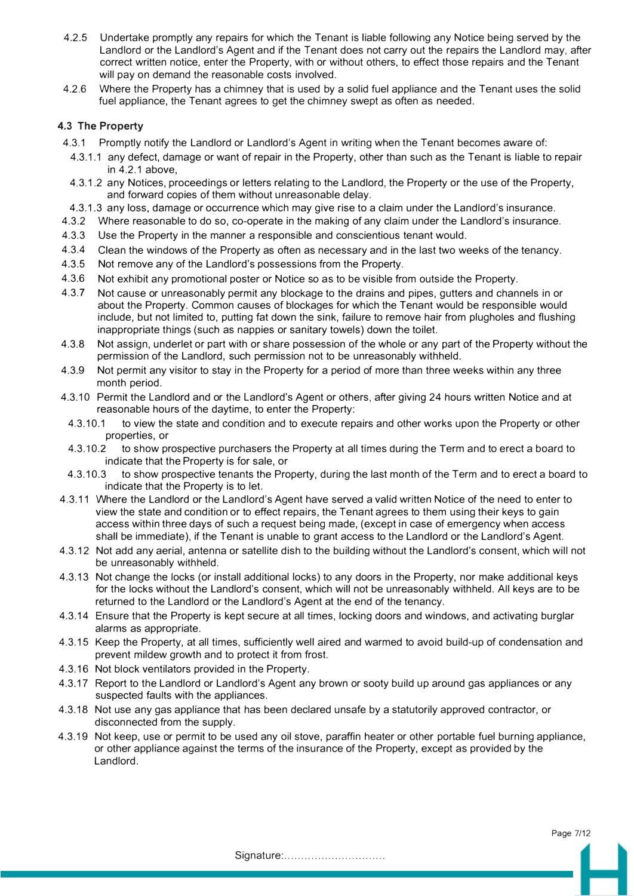4.2.5 Undertake promptly any repairs for which the Tenant is liable following any Notice being served by the Landlord or the Landlord's Agent and if the Tenant does not carry out the repairs the Landlord may, after correct written notice, enter the Property, with or without others, to effect those repairs and the Tenant will pay on demand the reasonable costs involved.

4.2.6 Where the Property has a chimney that is used by a solid fuel appliance and the Tenant uses the solid fuel appliance, the Tenant agrees to get the chimney swept as often as needed.

### 4.3 The Property

4.3.1 Promptly notify the Landlord or Landlord's Agent in writing when the Tenant becomes aware of:

4.3.1.1 any defect, damage or want of repair in the Property, other than such as the Tenant is liable to repair in 4.2.1 above,

4.3.1.2 any Notices, proceedings or letters relating to the Landlord, the Property or the use of the Property, and forward copies of them without unreasonable delay.

4.3.1.3 any loss, damage or occurrence which may give rise to a claim under the Landlord's insurance.

4.3.2 Where reasonable to do so, co-operate in the making of any claim under the Landlord's insurance.

4.3.3 Use the Property in the manner a responsible and conscientious tenant would.

4.3.4 Clean the windows of the Property as often as necessary and in the last two weeks of the tenancy.

4.3.5 Not remove any of the Landlord's possessions from the Property.

4.3.6 Not exhibit any promotional poster or Notice so as to be visible from outside the Property.

4.3.7 Not cause or unreasonably permit any blockage to the drains and pipes, gutters and channels in or about the Property. Common causes of blockages for which the Tenant would be responsible would include, but not limited to, putting fat down the sink, failure to remove hair from plugholes and flushing inappropriate things (such as nappies or sanitary towels) down the toilet.

4.3.8 Not assign, underlet or part with or share possession of the whole or any part of the Property without the permission of the Landlord, such permission not to be unreasonably withheld.

4.3.9 Not permit any visitor to stay in the Property for a period of more than three weeks within any three month period.

4.3.10 Permit the Landlord and or the Landlord's Agent or others, after giving 24 hours written Notice and at reasonable hours of the daytime, to enter the Property:

4.3.10.1 to view the state and condition and to execute repairs and other works upon the Property or other properties, or

4.3.10.2 to show prospective purchasers the Property at all times during the Term and to erect a board to indicate that the Property is for sale, or

4.3.10.3 to show prospective tenants the Property, during the last month of the Term and to erect a board to indicate that the Property is to let.

4.3.11 Where the Landlord or the Landlord's Agent have served a valid written Notice of the need to enter to view the state and condition or to effect repairs, the Tenant agrees to them using their keys to gain access within three days of such a request being made, (except in case of emergency when access shall be immediate), if the Tenant is unable to grant access to the Landlord or the Landlord's Agent.

4.3.12 Not add any aerial, antenna or satellite dish to the building without the Landlord's consent, which will not be unreasonably withheld.

4.3.13 Not change the locks (or install additional locks) to any doors in the Property, nor make additional keys for the locks without the Landlord's consent, which will not be unreasonably withheld. All keys are to be returned to the Landlord or the Landlord's Agent at the end of the tenancy.

4.3.14 Ensure that the Property is kept secure at all times, locking doors and windows, and activating burglar alarms as appropriate.

4.3.15 Keep the Property, at all times, sufficiently well aired and warmed to avoid build-up of condensation and prevent mildew growth and to protect it from frost.

4.3.16 Not block ventilators provided in the Property.

4.3.17 Report to the Landlord or Landlord's Agent any brown or sooty build up around gas appliances or any suspected faults with the appliances.

4.3.18 Not use any gas appliance that has been declared unsafe by a statutorily approved contractor, or disconnected from the supply.

4.3.19 Not keep, use or permit to be used any oil stove, paraffin heater or other portable fuel burning appliance, or other appliance against the terms of the insurance of the Property, except as provided by the Landlord.

Signature:..............................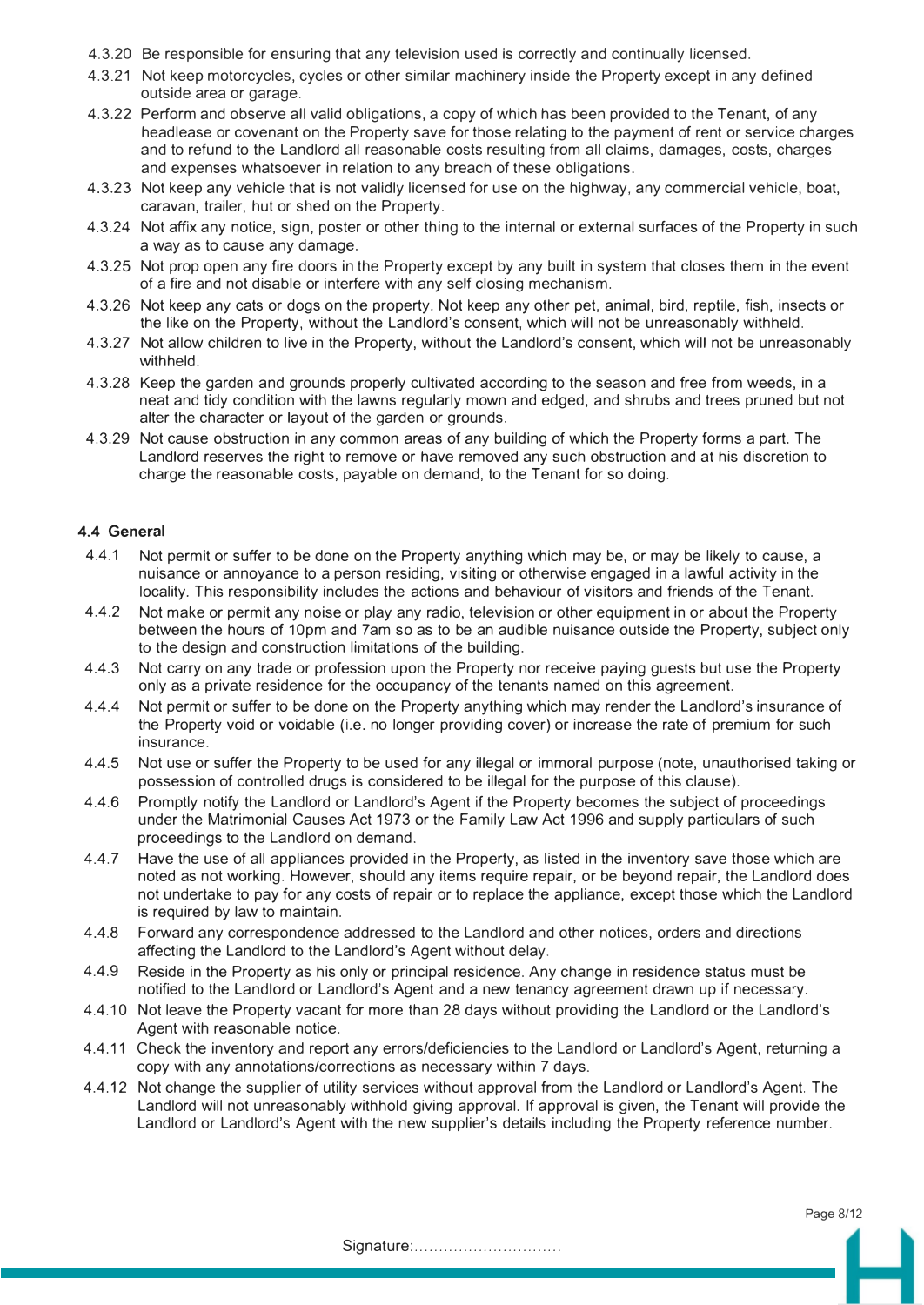4.3.20 Be responsible for ensuring that any television used is correctly and continually licensed.

4.3.21 Not keep motorcycles, cycles or other similar machinery inside the Property except in any defined outside area or garage.

4.3.22 Perform and observe all valid obligations, a copy of which has been provided to the Tenant, of any headlease or covenant on the Property save for those relating to the payment of rent or service charges and to refund to the Landlord all reasonable costs resulting from all claims, damages, costs, charges and expenses whatsoever in relation to any breach of these obligations.

4.3.23 Not keep any vehicle that is not validly licensed for use on the highway, any commercial vehicle, boat, caravan, trailer, hut or shed on the Property.

4.3.24 Not affix any notice, sign, poster or other thing to the internal or external surfaces of the Property in such a way as to cause any damage.

4.3.25 Not prop open any fire doors in the Property except by any built in system that closes them in the event of a fire and not disable or interfere with any self closing mechanism.

4.3.26 Not keep any cats or dogs on the property. Not keep any other pet, animal, bird, reptile, fish, insects or the like on the Property, without the Landlord's consent, which will not be unreasonably withheld.

4.3.27 Not allow children to live in the Property, without the Landlord's consent, which will not be unreasonably withheld.

4.3.28 Keep the garden and grounds properly cultivated according to the season and free from weeds, in a neat and tidy condition with the lawns regularly mown and edged, and shrubs and trees pruned but not alter the character or layout of the garden or grounds.

4.3.29 Not cause obstruction in any common areas of any building of which the Property forms a part. The Landlord reserves the right to remove or have removed any such obstruction and at his discretion to charge the reasonable costs, payable on demand, to the Tenant for so doing.

#### 4.4 General

4.4.1 Not permit or suffer to be done on the Property anything which may be, or may be likely to cause, a nuisance or annoyance to a person residing, visiting or otherwise engaged in a lawful activity in the locality. This responsibility includes the actions and behaviour of visitors and friends of the Tenant.

4.4.2 Not make or permit any noise or play any radio, television or other equipment in or about the Property between the hours of 10pm and 7am so as to be an audible nuisance outside the Property, subject only to the design and construction limitations of the building.

4.4.3 Not carry on any trade or profession upon the Property nor receive paying guests but use the Property only as a private residence for the occupancy of the tenants named on this agreement.

4.4.4 Not permit or suffer to be done on the Property anything which may render the Landlord's insurance of the Property void or voidable (i.e. no longer providing cover) or increase the rate of premium for such insurance.

4.4.5 Not use or suffer the Property to be used for any illegal or immoral purpose (note, unauthorised taking or possession of controlled drugs is considered to be illegal for the purpose of this clause).

4.4.6 Promptly notify the Landlord or Landlord's Agent if the Property becomes the subject of proceedings under the Matrimonial Causes Act 1973 or the Family Law Act 1996 and supply particulars of such proceedings to the Landlord on demand.

4.4.7 Have the use of all appliances provided in the Property, as listed in the inventory save those which are noted as not working. However, should any items require repair, or be beyond repair, the Landlord does not undertake to pay for any costs of repair or to replace the appliance, except those which the Landlord is required by law to maintain.

4.4.8 Forward any correspondence addressed to the Landlord and other notices, orders and directions affecting the Landlord to the Landlord's Agent without delay.

4.4.9 Reside in the Property as his only or principal residence. Any change in residence status must be notified to the Landlord or Landlord's Agent and a new tenancy agreement drawn up if necessary.

4.4.10 Not leave the Property vacant for more than 28 days without providing the Landlord or the Landlord's Agent with reasonable notice.

4.4.11 Check the inventory and report any errors/deficiencies to the Landlord or Landlord's Agent, returning a copy with any annotations/corrections as necessary within 7 days.

4.4.12 Not change the supplier of utility services without approval from the Landlord or Landlord's Agent. The Landlord will not unreasonably withhold giving approval. If approval is given, the Tenant will provide the Landlord or Landlord's Agent with the new supplier's details including the Property reference number.

Signature:..............................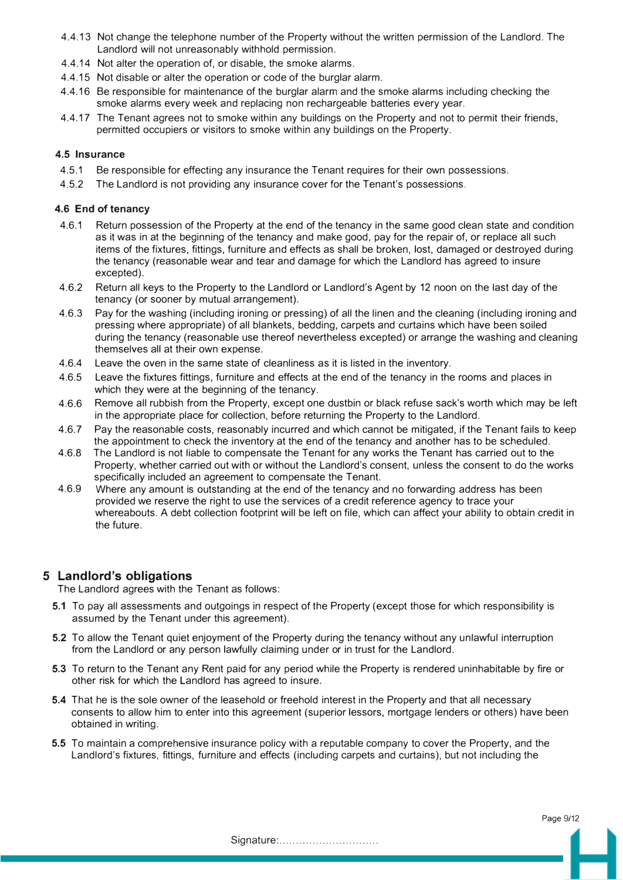- 4.4.13 Not change the telephone number of the Property without the written permission of the Landlord. The Landlord will not unreasonably withhold permission.
- 4.4.14 Not alter the operation of, or disable, the smoke alarms.
- 4.4.15 Not disable or alter the operation or code of the burglar alarm.
- 4.4.16 Be responsible for maintenance of the burglar alarm and the smoke alarms including checking the smoke alarms every week and replacing non rechargeable batteries every year.
- 4.4.17 The Tenant agrees not to smoke within any buildings on the Property and not to permit their friends, permitted occupiers or visitors to smoke within any buildings on the Property.

### 4.5 Insurance

- 4.5.1 Be responsible for effecting any insurance the Tenant requires for their own possessions.
- 4.5.2 The Landlord is not providing any insurance cover for the Tenant's possessions.

### 4.6 End of tenancy

- 4.6.1 Return possession of the Property at the end of the tenancy in the same good clean state and condition as it was in at the beginning of the tenancy and make good, pay for the repair of, or replace all such items of the fixtures, fittings, furniture and effects as shall be broken, lost, damaged or destroyed during the tenancy (reasonable wear and tear and damage for which the Landlord has agreed to insure excepted).
- 4.6.2 Return all keys to the Property to the Landlord or Landlord's Agent by 12 noon on the last day of the tenancy (or sooner by mutual arrangement).
- 4.6.3 Pay for the washing (including ironing or pressing) of all the linen and the cleaning (including ironing and pressing where appropriate) of all blankets, bedding, carpets and curtains which have been soiled during the tenancy (reasonable use thereof nevertheless excepted) or arrange the washing and cleaning themselves all at their own expense.
- 4.6.4 Leave the oven in the same state of cleanliness as it is listed in the inventory.
- 4.6.5 Leave the fixtures fittings, furniture and effects at the end of the tenancy in the rooms and places in which they were at the beginning of the tenancy.
- 4.6.6 Remove all rubbish from the Property, except one dustbin or black refuse sack's worth which may be left in the appropriate place for collection, before returning the Property to the Landlord.
- 4.6.7 Pay the reasonable costs, reasonably incurred and which cannot be mitigated, if the Tenant fails to keep the appointment to check the inventory at the end of the tenancy and another has to be scheduled.
- 4.6.8 The Landlord is not liable to compensate the Tenant for any works the Tenant has carried out to the Property, whether carried out with or without the Landlord's consent, unless the consent to do the works specifically included an agreement to compensate the Tenant.
- 4.6.9 Where any amount is outstanding at the end of the tenancy and no forwarding address has been provided we reserve the right to use the services of a credit reference agency to trace your whereabouts. A debt collection footprint will be left on file, which can affect your ability to obtain credit in the future.

## 5 Landlord's obligations

The Landlord agrees with the Tenant as follows:

**5.1** To pay all assessments and outgoings in respect of the Property (except those for which responsibility is assumed by the Tenant under this agreement).

**5.2** To allow the Tenant quiet enjoyment of the Property during the tenancy without any unlawful interruption from the Landlord or any person lawfully claiming under or in trust for the Landlord.

**5.3** To return to the Tenant any Rent paid for any period while the Property is rendered uninhabitable by fire or other risk for which the Landlord has agreed to insure.

**5.4** That he is the sole owner of the leasehold or freehold interest in the Property and that all necessary consents to allow him to enter into this agreement (superior lessors, mortgage lenders or others) have been obtained in writing.

**5.5** To maintain a comprehensive insurance policy with a reputable company to cover the Property, and the Landlord's fixtures, fittings, furniture and effects (including carpets and curtains), but not including the

Signature:..............................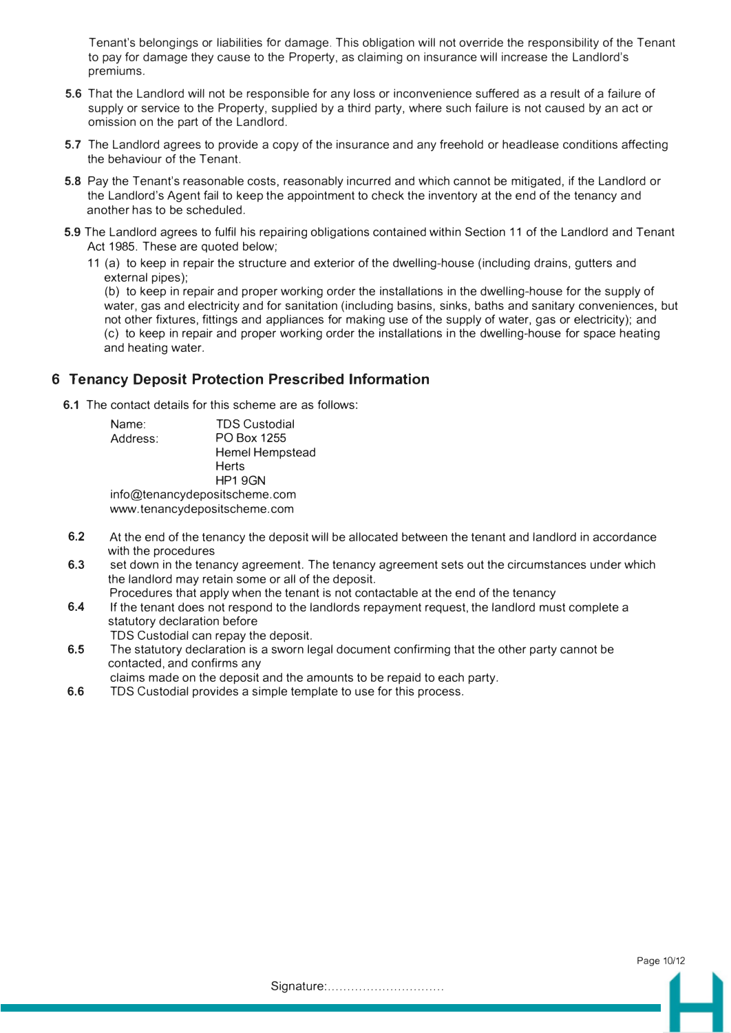Tenant's belongings or liabilities for damage. This obligation will not override the responsibility of the Tenant to pay for damage they cause to the Property, as claiming on insurance will increase the Landlord's premiums.

**5.6** That the Landlord will not be responsible for any loss or inconvenience suffered as a result of a failure of supply or service to the Property, supplied by a third party, where such failure is not caused by an act or omission on the part of the Landlord.

**5.7** The Landlord agrees to provide a copy of the insurance and any freehold or headlease conditions affecting the behaviour of the Tenant.

**5.8** Pay the Tenant's reasonable costs, reasonably incurred and which cannot be mitigated, if the Landlord or the Landlord's Agent fail to keep the appointment to check the inventory at the end of the tenancy and another has to be scheduled.

**5.9** The Landlord agrees to fulfil his repairing obligations contained within Section 11 of the Landlord and Tenant Act 1985. These are quoted below;

11 (a) to keep in repair the structure and exterior of the dwelling-house (including drains, gutters and external pipes);
(b) to keep in repair and proper working order the installations in the dwelling-house for the supply of water, gas and electricity and for sanitation (including basins, sinks, baths and sanitary conveniences, but not other fixtures, fittings and appliances for making use of the supply of water, gas or electricity); and
(c) to keep in repair and proper working order the installations in the dwelling-house for space heating and heating water.

## 6 Tenancy Deposit Protection Prescribed Information

**6.1** The contact details for this scheme are as follows:

Name: TDS Custodial
Address: PO Box 1255
Hemel Hempstead
Herts
HP1 9GN
info@tenancydepositscheme.com
www.tenancydepositscheme.com

**6.2** At the end of the tenancy the deposit will be allocated between the tenant and landlord in accordance with the procedures

**6.3** set down in the tenancy agreement. The tenancy agreement sets out the circumstances under which the landlord may retain some or all of the deposit.
Procedures that apply when the tenant is not contactable at the end of the tenancy

**6.4** If the tenant does not respond to the landlords repayment request, the landlord must complete a statutory declaration before
TDS Custodial can repay the deposit.

**6.5** The statutory declaration is a sworn legal document confirming that the other party cannot be contacted, and confirms any
claims made on the deposit and the amounts to be repaid to each party.

**6.6** TDS Custodial provides a simple template to use for this process.

Signature:..............................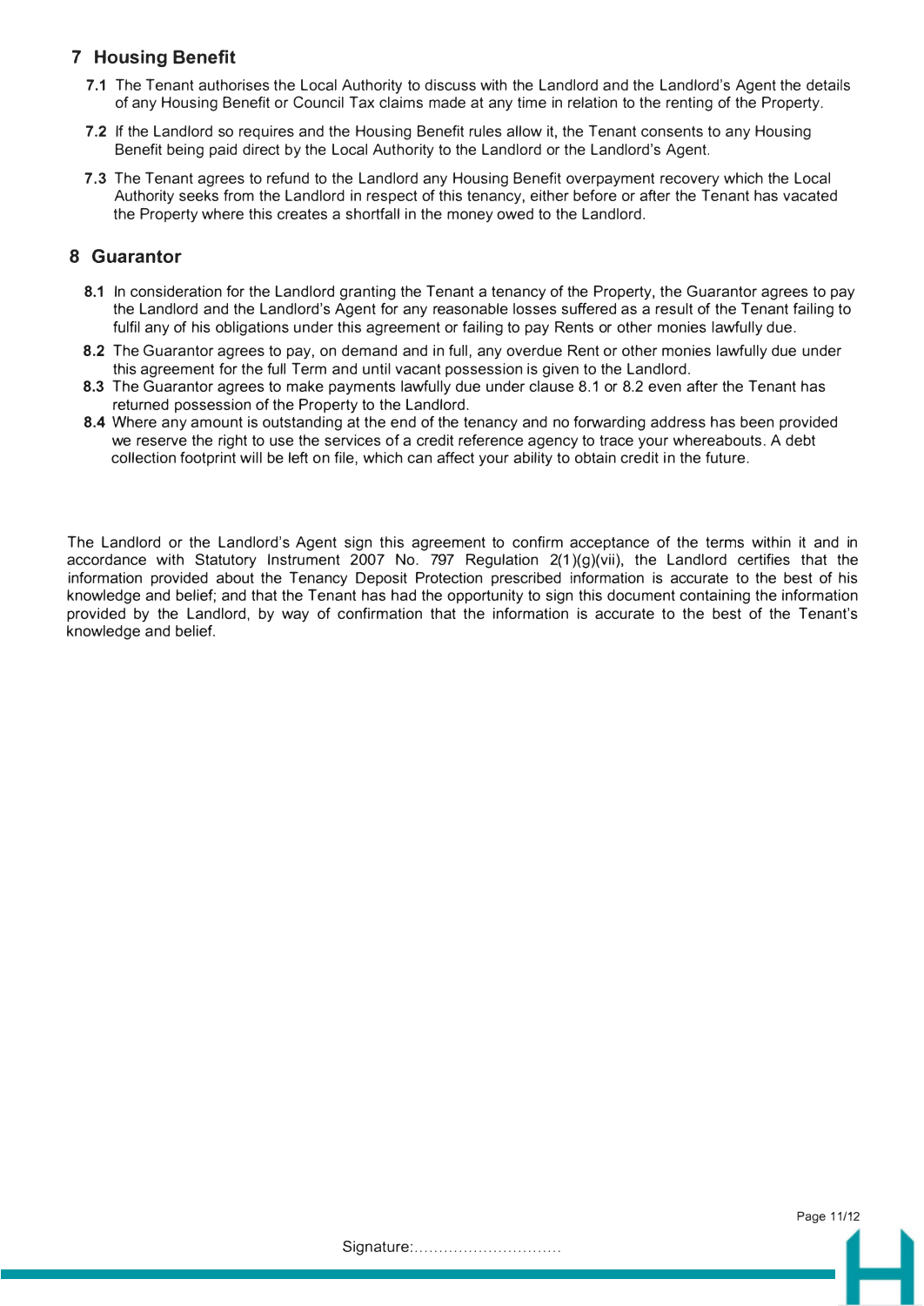## 7 Housing Benefit

**7.1** The Tenant authorises the Local Authority to discuss with the Landlord and the Landlord's Agent the details of any Housing Benefit or Council Tax claims made at any time in relation to the renting of the Property.

**7.2** If the Landlord so requires and the Housing Benefit rules allow it, the Tenant consents to any Housing Benefit being paid direct by the Local Authority to the Landlord or the Landlord's Agent.

**7.3** The Tenant agrees to refund to the Landlord any Housing Benefit overpayment recovery which the Local Authority seeks from the Landlord in respect of this tenancy, either before or after the Tenant has vacated the Property where this creates a shortfall in the money owed to the Landlord.

## 8 Guarantor

**8.1** In consideration for the Landlord granting the Tenant a tenancy of the Property, the Guarantor agrees to pay the Landlord and the Landlord's Agent for any reasonable losses suffered as a result of the Tenant failing to fulfil any of his obligations under this agreement or failing to pay Rents or other monies lawfully due.

**8.2** The Guarantor agrees to pay, on demand and in full, any overdue Rent or other monies lawfully due under this agreement for the full Term and until vacant possession is given to the Landlord.

**8.3** The Guarantor agrees to make payments lawfully due under clause 8.1 or 8.2 even after the Tenant has returned possession of the Property to the Landlord.

**8.4** Where any amount is outstanding at the end of the tenancy and no forwarding address has been provided we reserve the right to use the services of a credit reference agency to trace your whereabouts. A debt collection footprint will be left on file, which can affect your ability to obtain credit in the future.

The Landlord or the Landlord's Agent sign this agreement to confirm acceptance of the terms within it and in accordance with Statutory Instrument 2007 No. 797 Regulation 2(1)(g)(vii), the Landlord certifies that the information provided about the Tenancy Deposit Protection prescribed information is accurate to the best of his knowledge and belief; and that the Tenant has had the opportunity to sign this document containing the information provided by the Landlord, by way of confirmation that the information is accurate to the best of the Tenant's knowledge and belief.

Signature:..............................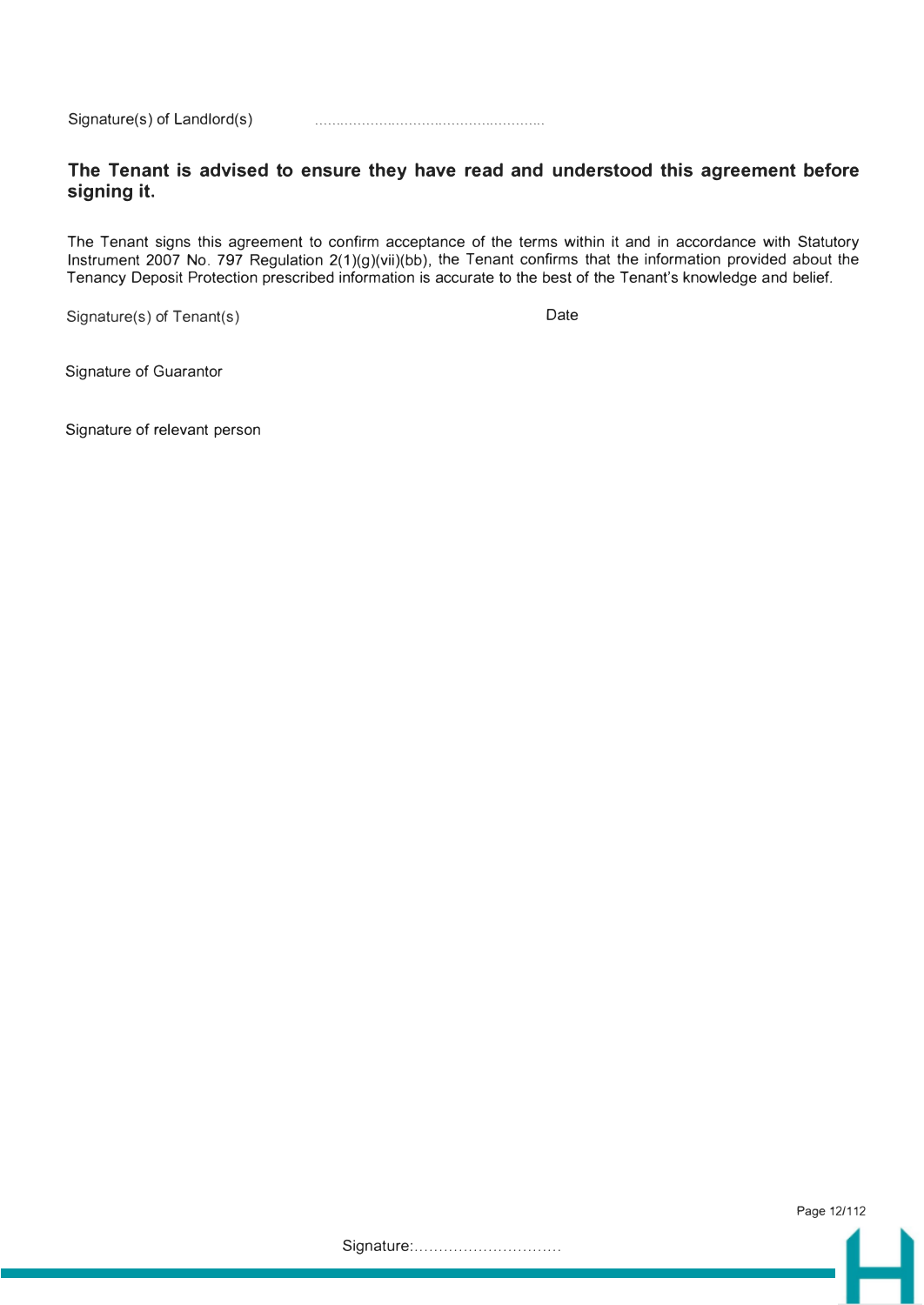Signature(s) of Landlord(s) ..................................................

**The Tenant is advised to ensure they have read and understood this agreement before signing it.**

The Tenant signs this agreement to confirm acceptance of the terms within it and in accordance with Statutory Instrument 2007 No. 797 Regulation 2(1)(g)(vii)(bb), the Tenant confirms that the information provided about the Tenancy Deposit Protection prescribed information is accurate to the best of the Tenant's knowledge and belief.

Signature(s) of Tenant(s) Date

Signature of Guarantor

Signature of relevant person

Signature:..............................